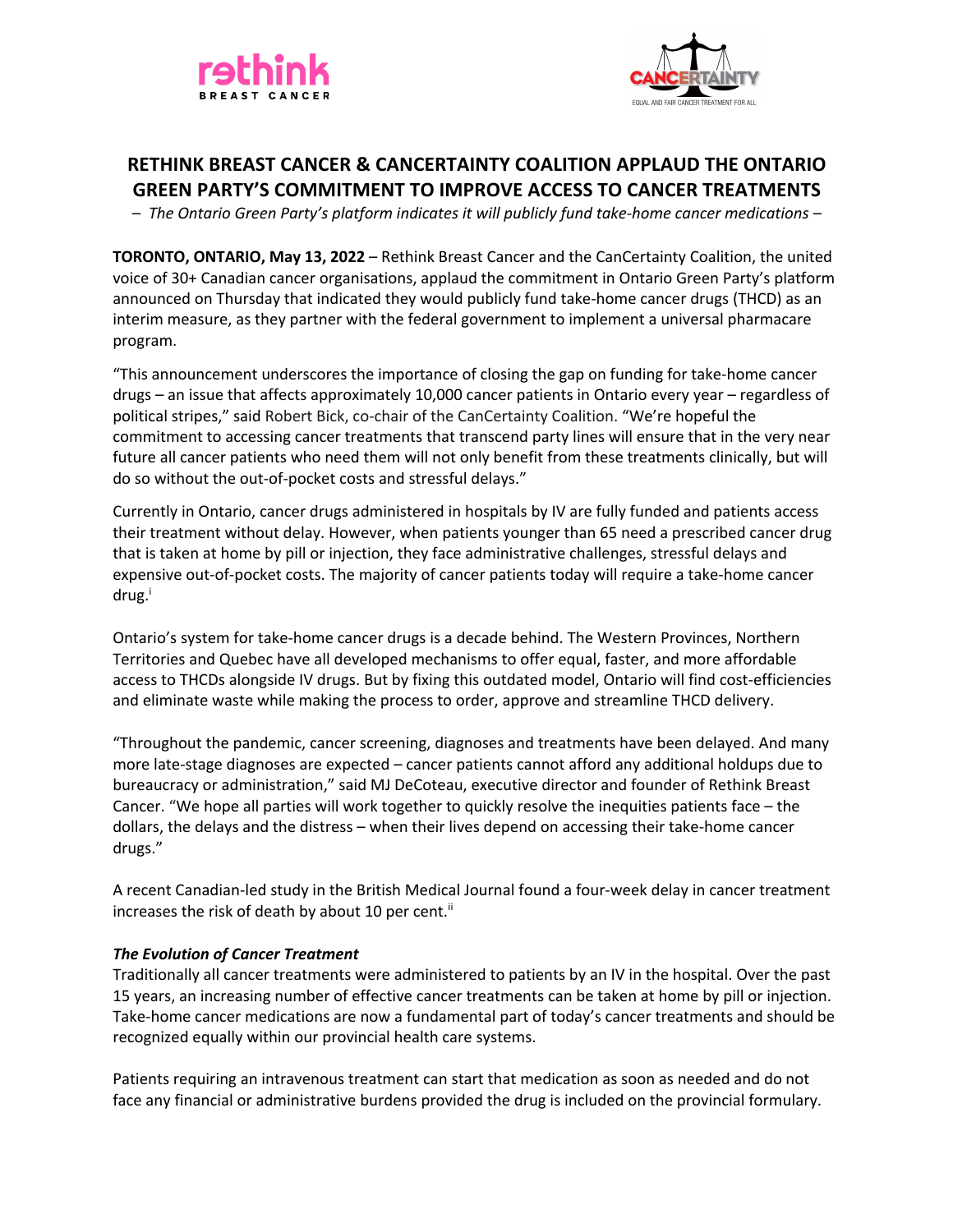# RETHINK BREAST CANCER & CANCERTAINTY COALITION APPLAUD THE ONTARIO GREEN PARTY'S COMMITMENT TO IMPROVE ACCESS TO CANCER TREATMENTS

*– The Ontario Green Party's platform indicates it will publicly fund take-home cancer medications –*

**TORONTO, ONTARIO, May 13, 2022** – Rethink Breast Cancer and the CanCertainty Coalition, the united voice of 30+ Canadian cancer organisations, applaud the commitment in Ontario Green Party's platform announced on Thursday that indicated they would publicly fund take-home cancer drugs (THCD) as an interim measure, as they partner with the federal government to implement a universal pharmacare program.

"This announcement underscores the importance of closing the gap on funding for take-home cancer drugs – an issue that affects approximately 10,000 cancer patients in Ontario every year – regardless of political stripes," said Robert Bick, co-chair of the CanCertainty Coalition. "We're hopeful the commitment to accessing cancer treatments that transcend party lines will ensure that in the very near future all cancer patients who need them will not only benefit from these treatments clinically, but will do so without the out-of-pocket costs and stressful delays."

Currently in Ontario, cancer drugs administered in hospitals by IV are fully funded and patients access their treatment without delay. However, when patients younger than 65 need a prescribed cancer drug that is taken at home by pill or injection, they face administrative challenges, stressful delays and expensive out-of-pocket costs. The majority of cancer patients today will require a take-home cancer drug.[i]

Ontario's system for take-home cancer drugs is a decade behind. The Western Provinces, Northern Territories and Quebec have all developed mechanisms to offer equal, faster, and more affordable access to THCDs alongside IV drugs. But by fixing this outdated model, Ontario will find cost-efficiencies and eliminate waste while making the process to order, approve and streamline THCD delivery.

"Throughout the pandemic, cancer screening, diagnoses and treatments have been delayed. And many more late-stage diagnoses are expected – cancer patients cannot afford any additional holdups due to bureaucracy or administration," said MJ DeCoteau, executive director and founder of Rethink Breast Cancer. "We hope all parties will work together to quickly resolve the inequities patients face – the dollars, the delays and the distress – when their lives depend on accessing their take-home cancer drugs."

A recent Canadian-led study in the British Medical Journal found a four-week delay in cancer treatment increases the risk of death by about 10 per cent.[ii]

### *The Evolution of Cancer Treatment*

Traditionally all cancer treatments were administered to patients by an IV in the hospital. Over the past 15 years, an increasing number of effective cancer treatments can be taken at home by pill or injection. Take-home cancer medications are now a fundamental part of today's cancer treatments and should be recognized equally within our provincial health care systems.

Patients requiring an intravenous treatment can start that medication as soon as needed and do not face any financial or administrative burdens provided the drug is included on the provincial formulary.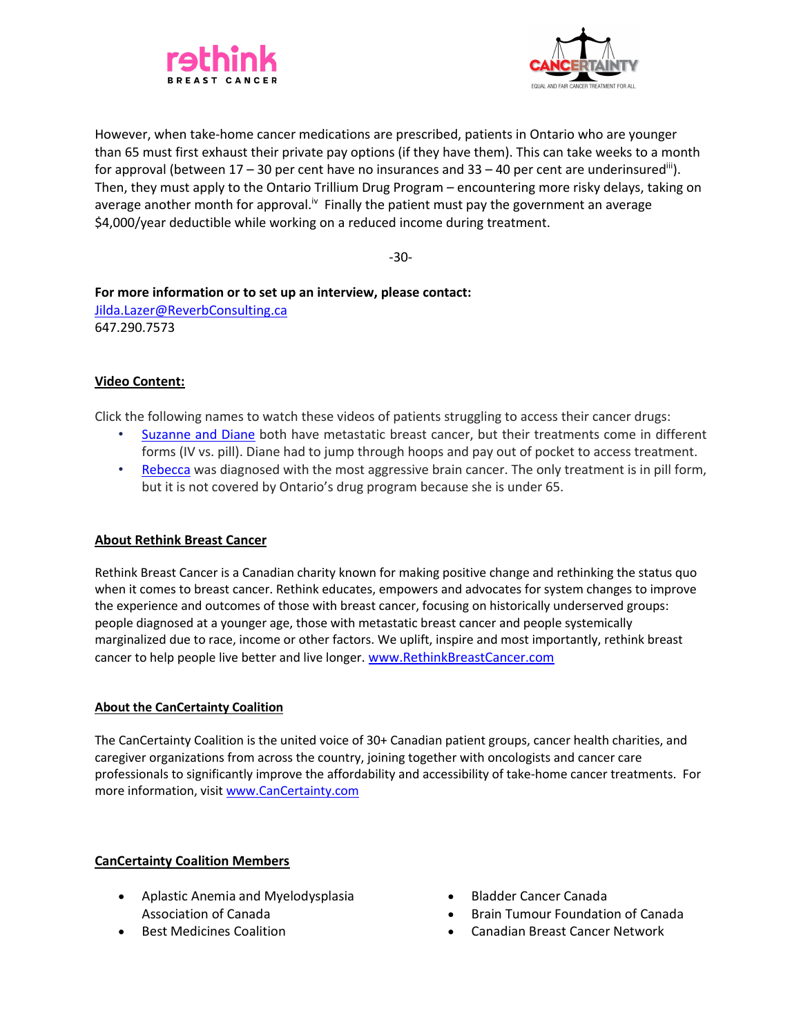However, when take-home cancer medications are prescribed, patients in Ontario who are younger than 65 must first exhaust their private pay options (if they have them). This can take weeks to a month for approval (between 17 – 30 per cent have no insurances and 33 – 40 per cent are underinsured[iii]). Then, they must apply to the Ontario Trillium Drug Program – encountering more risky delays, taking on average another month for approval.[iv] Finally the patient must pay the government an average $4,000/year deductible while working on a reduced income during treatment.

-30-

**For more information or to set up an interview, please contact:**
Jilda.Lazer@ReverbConsulting.ca
647.290.7573

## Video Content:

Click the following names to watch these videos of patients struggling to access their cancer drugs:

- Suzanne and Diane both have metastatic breast cancer, but their treatments come in different forms (IV vs. pill). Diane had to jump through hoops and pay out of pocket to access treatment.
- Rebecca was diagnosed with the most aggressive brain cancer. The only treatment is in pill form, but it is not covered by Ontario's drug program because she is under 65.

## About Rethink Breast Cancer

Rethink Breast Cancer is a Canadian charity known for making positive change and rethinking the status quo when it comes to breast cancer. Rethink educates, empowers and advocates for system changes to improve the experience and outcomes of those with breast cancer, focusing on historically underserved groups: people diagnosed at a younger age, those with metastatic breast cancer and people systemically marginalized due to race, income or other factors. We uplift, inspire and most importantly, rethink breast cancer to help people live better and live longer. www.RethinkBreastCancer.com

## About the CanCertainty Coalition

The CanCertainty Coalition is the united voice of 30+ Canadian patient groups, cancer health charities, and caregiver organizations from across the country, joining together with oncologists and cancer care professionals to significantly improve the affordability and accessibility of take-home cancer treatments. For more information, visit www.CanCertainty.com

## CanCertainty Coalition Members

- Aplastic Anemia and Myelodysplasia Association of Canada
- Best Medicines Coalition
- Bladder Cancer Canada
- Brain Tumour Foundation of Canada
- Canadian Breast Cancer Network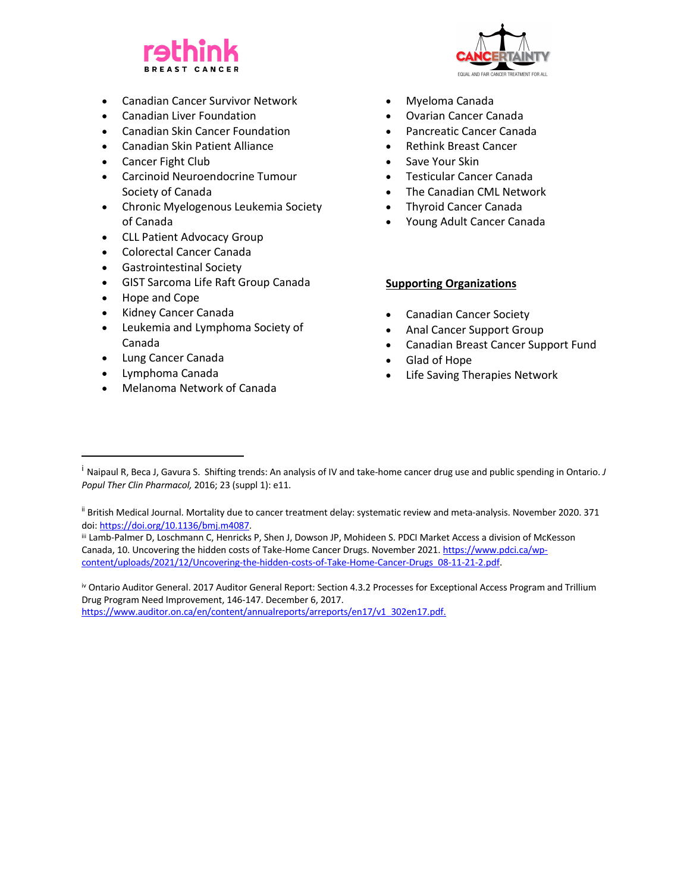- Canadian Cancer Survivor Network
- Canadian Liver Foundation
- Canadian Skin Cancer Foundation
- Canadian Skin Patient Alliance
- Cancer Fight Club
- Carcinoid Neuroendocrine Tumour Society of Canada
- Chronic Myelogenous Leukemia Society of Canada
- CLL Patient Advocacy Group
- Colorectal Cancer Canada
- Gastrointestinal Society
- GIST Sarcoma Life Raft Group Canada
- Hope and Cope
- Kidney Cancer Canada
- Leukemia and Lymphoma Society of Canada
- Lung Cancer Canada
- Lymphoma Canada
- Melanoma Network of Canada
- Myeloma Canada
- Ovarian Cancer Canada
- Pancreatic Cancer Canada
- Rethink Breast Cancer
- Save Your Skin
- Testicular Cancer Canada
- The Canadian CML Network
- Thyroid Cancer Canada
- Young Adult Cancer Canada

**Supporting Organizations**

- Canadian Cancer Society
- Anal Cancer Support Group
- Canadian Breast Cancer Support Fund
- Glad of Hope
- Life Saving Therapies Network

---

[i] Naipaul R, Beca J, Gavura S. Shifting trends: An analysis of IV and take-home cancer drug use and public spending in Ontario. *J Popul Ther Clin Pharmacol,* 2016; 23 (suppl 1): e11.

[ii] British Medical Journal. Mortality due to cancer treatment delay: systematic review and meta-analysis. November 2020. 371 doi: https://doi.org/10.1136/bmj.m4087.

[iii] Lamb-Palmer D, Loschmann C, Henricks P, Shen J, Dowson JP, Mohideen S. PDCI Market Access a division of McKesson Canada, 10. Uncovering the hidden costs of Take-Home Cancer Drugs. November 2021. https://www.pdci.ca/wp-content/uploads/2021/12/Uncovering-the-hidden-costs-of-Take-Home-Cancer-Drugs_08-11-21-2.pdf.

[iv] Ontario Auditor General. 2017 Auditor General Report: Section 4.3.2 Processes for Exceptional Access Program and Trillium Drug Program Need Improvement, 146-147. December 6, 2017. https://www.auditor.on.ca/en/content/annualreports/arreports/en17/v1_302en17.pdf.